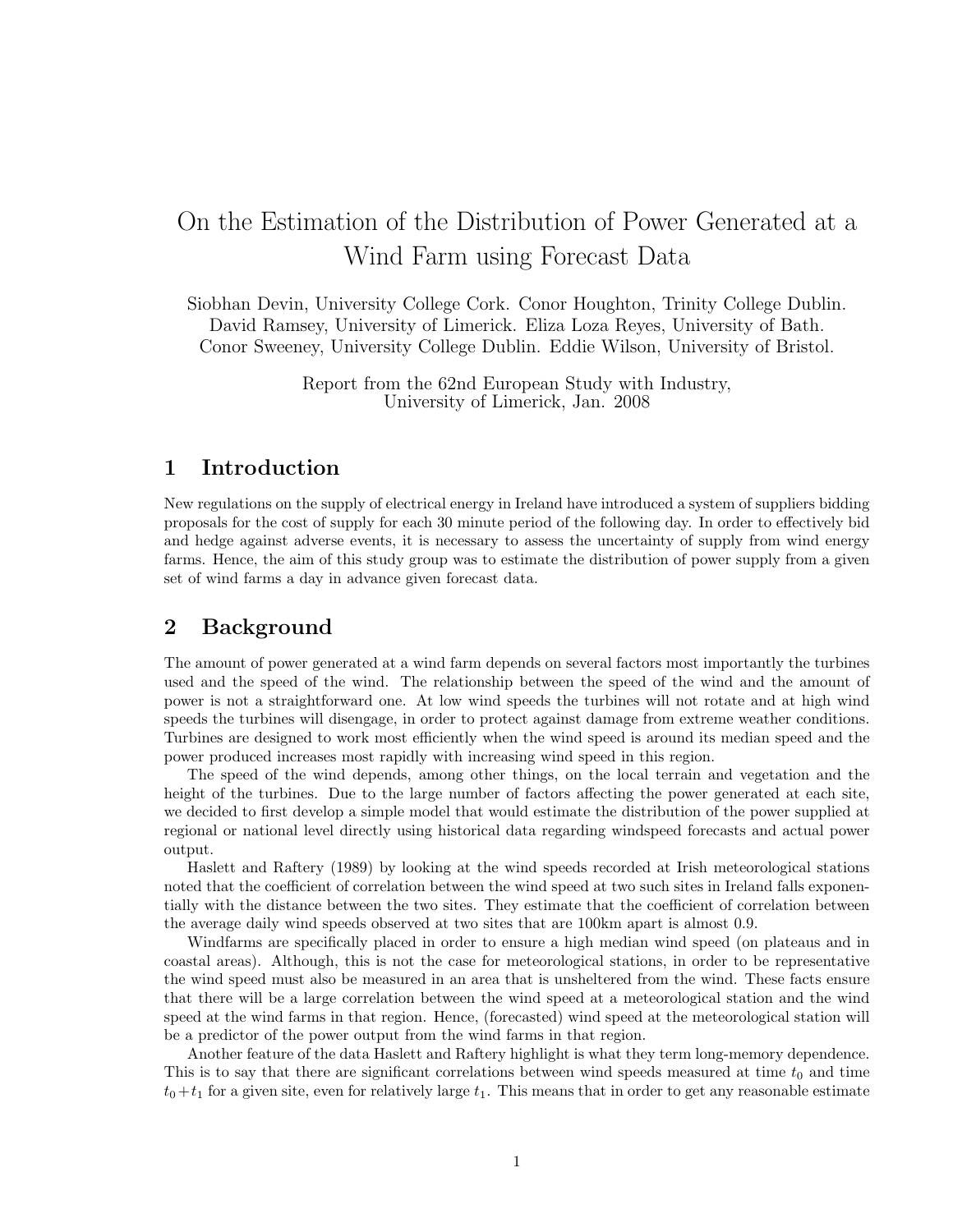# On the Estimation of the Distribution of Power Generated at a Wind Farm using Forecast Data

Siobhan Devin, University College Cork. Conor Houghton, Trinity College Dublin.
David Ramsey, University of Limerick. Eliza Loza Reyes, University of Bath.
Conor Sweeney, University College Dublin. Eddie Wilson, University of Bristol.

Report from the 62nd European Study with Industry,
University of Limerick, Jan. 2008

## 1 Introduction

New regulations on the supply of electrical energy in Ireland have introduced a system of suppliers bidding proposals for the cost of supply for each 30 minute period of the following day. In order to effectively bid and hedge against adverse events, it is necessary to assess the uncertainty of supply from wind energy farms. Hence, the aim of this study group was to estimate the distribution of power supply from a given set of wind farms a day in advance given forecast data.

## 2 Background

The amount of power generated at a wind farm depends on several factors most importantly the turbines used and the speed of the wind. The relationship between the speed of the wind and the amount of power is not a straightforward one. At low wind speeds the turbines will not rotate and at high wind speeds the turbines will disengage, in order to protect against damage from extreme weather conditions. Turbines are designed to work most efficiently when the wind speed is around its median speed and the power produced increases most rapidly with increasing wind speed in this region.

The speed of the wind depends, among other things, on the local terrain and vegetation and the height of the turbines. Due to the large number of factors affecting the power generated at each site, we decided to first develop a simple model that would estimate the distribution of the power supplied at regional or national level directly using historical data regarding windspeed forecasts and actual power output.

Haslett and Raftery (1989) by looking at the wind speeds recorded at Irish meteorological stations noted that the coefficient of correlation between the wind speed at two such sites in Ireland falls exponentially with the distance between the two sites. They estimate that the coefficient of correlation between the average daily wind speeds observed at two sites that are 100km apart is almost 0.9.

Windfarms are specifically placed in order to ensure a high median wind speed (on plateaus and in coastal areas). Although, this is not the case for meteorological stations, in order to be representative the wind speed must also be measured in an area that is unsheltered from the wind. These facts ensure that there will be a large correlation between the wind speed at a meteorological station and the wind speed at the wind farms in that region. Hence, (forecasted) wind speed at the meteorological station will be a predictor of the power output from the wind farms in that region.

Another feature of the data Haslett and Raftery highlight is what they term long-memory dependence. This is to say that there are significant correlations between wind speeds measured at time $t_0$ and time $t_0 + t_1$ for a given site, even for relatively large $t_1$. This means that in order to get any reasonable estimate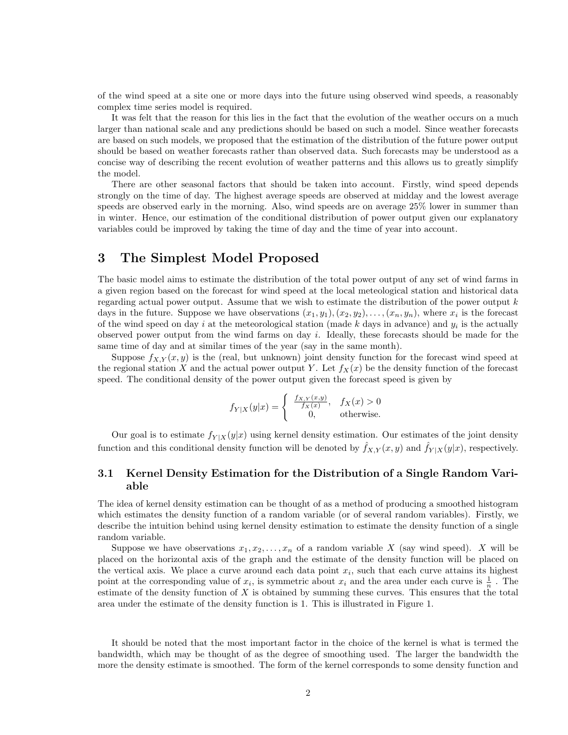of the wind speed at a site one or more days into the future using observed wind speeds, a reasonably complex time series model is required.

It was felt that the reason for this lies in the fact that the evolution of the weather occurs on a much larger than national scale and any predictions should be based on such a model. Since weather forecasts are based on such models, we proposed that the estimation of the distribution of the future power output should be based on weather forecasts rather than observed data. Such forecasts may be understood as a concise way of describing the recent evolution of weather patterns and this allows us to greatly simplify the model.

There are other seasonal factors that should be taken into account. Firstly, wind speed depends strongly on the time of day. The highest average speeds are observed at midday and the lowest average speeds are observed early in the morning. Also, wind speeds are on average 25% lower in summer than in winter. Hence, our estimation of the conditional distribution of power output given our explanatory variables could be improved by taking the time of day and the time of year into account.

# 3 The Simplest Model Proposed

The basic model aims to estimate the distribution of the total power output of any set of wind farms in a given region based on the forecast for wind speed at the local meteological station and historical data regarding actual power output. Assume that we wish to estimate the distribution of the power output $k$ days in the future. Suppose we have observations $(x_1, y_1), (x_2, y_2), \ldots, (x_n, y_n)$, where $x_i$ is the forecast of the wind speed on day $i$ at the meteorological station (made $k$ days in advance) and $y_i$ is the actually observed power output from the wind farms on day $i$. Ideally, these forecasts should be made for the same time of day and at similar times of the year (say in the same month).

Suppose $f_{X,Y}(x, y)$ is the (real, but unknown) joint density function for the forecast wind speed at the regional station $X$ and the actual power output $Y$. Let $f_X(x)$ be the density function of the forecast speed. The conditional density of the power output given the forecast speed is given by

$$f_{Y|X}(y|x) = \begin{cases} \frac{f_{X,Y}(x,y)}{f_X(x)}, & f_X(x) > 0 \\ 0, & \text{otherwise.} \end{cases}$$

Our goal is to estimate $f_{Y|X}(y|x)$ using kernel density estimation. Our estimates of the joint density function and this conditional density function will be denoted by $\hat{f}_{X,Y}(x, y)$ and $\hat{f}_{Y|X}(y|x)$, respectively.

## 3.1 Kernel Density Estimation for the Distribution of a Single Random Variable

The idea of kernel density estimation can be thought of as a method of producing a smoothed histogram which estimates the density function of a random variable (or of several random variables). Firstly, we describe the intuition behind using kernel density estimation to estimate the density function of a single random variable.

Suppose we have observations $x_1, x_2, \ldots, x_n$ of a random variable $X$ (say wind speed). $X$ will be placed on the horizontal axis of the graph and the estimate of the density function will be placed on the vertical axis. We place a curve around each data point $x_i$, such that each curve attains its highest point at the corresponding value of $x_i$, is symmetric about $x_i$ and the area under each curve is $\frac{1}{n}$ . The estimate of the density function of $X$ is obtained by summing these curves. This ensures that the total area under the estimate of the density function is 1. This is illustrated in Figure 1.

It should be noted that the most important factor in the choice of the kernel is what is termed the bandwidth, which may be thought of as the degree of smoothing used. The larger the bandwidth the more the density estimate is smoothed. The form of the kernel corresponds to some density function and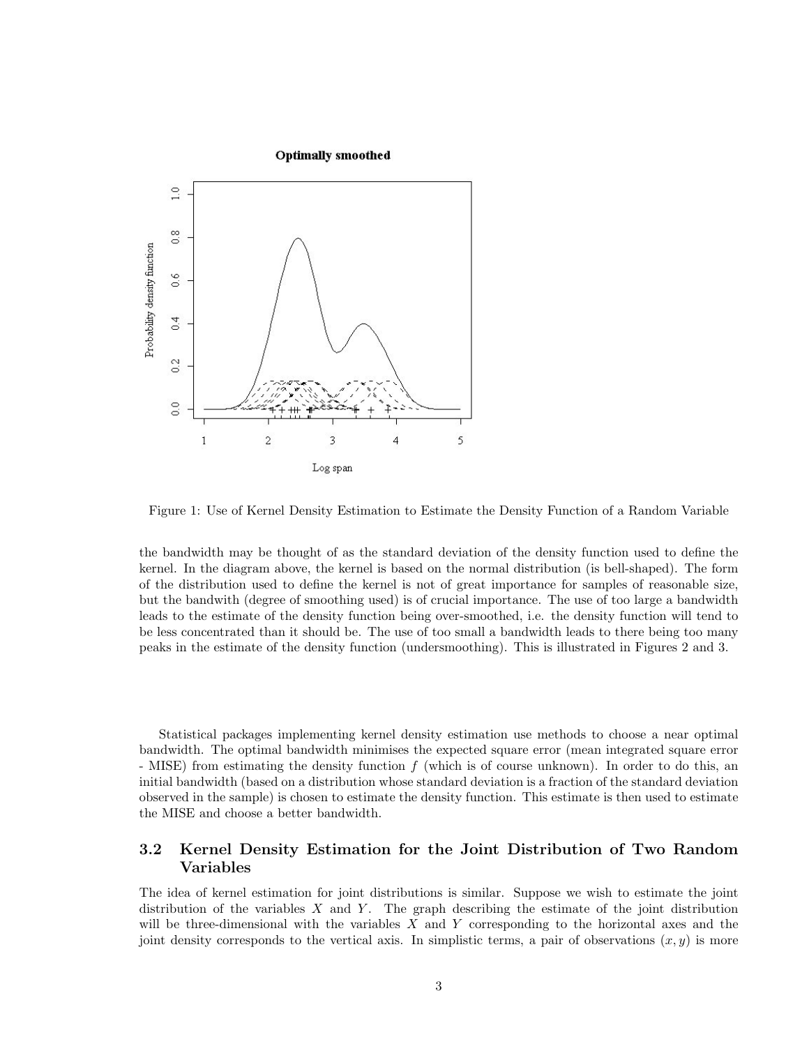Figure 1: Use of Kernel Density Estimation to Estimate the Density Function of a Random Variable

the bandwidth may be thought of as the standard deviation of the density function used to define the kernel. In the diagram above, the kernel is based on the normal distribution (is bell-shaped). The form of the distribution used to define the kernel is not of great importance for samples of reasonable size, but the bandwith (degree of smoothing used) is of crucial importance. The use of too large a bandwidth leads to the estimate of the density function being over-smoothed, i.e. the density function will tend to be less concentrated than it should be. The use of too small a bandwidth leads to there being too many peaks in the estimate of the density function (undersmoothing). This is illustrated in Figures 2 and 3.

Statistical packages implementing kernel density estimation use methods to choose a near optimal bandwidth. The optimal bandwidth minimises the expected square error (mean integrated square error - MISE) from estimating the density function $f$ (which is of course unknown). In order to do this, an initial bandwidth (based on a distribution whose standard deviation is a fraction of the standard deviation observed in the sample) is chosen to estimate the density function. This estimate is then used to estimate the MISE and choose a better bandwidth.

## 3.2 Kernel Density Estimation for the Joint Distribution of Two Random Variables

The idea of kernel estimation for joint distributions is similar. Suppose we wish to estimate the joint distribution of the variables $X$ and $Y$. The graph describing the estimate of the joint distribution will be three-dimensional with the variables $X$ and $Y$ corresponding to the horizontal axes and the joint density corresponds to the vertical axis. In simplistic terms, a pair of observations $(x, y)$ is more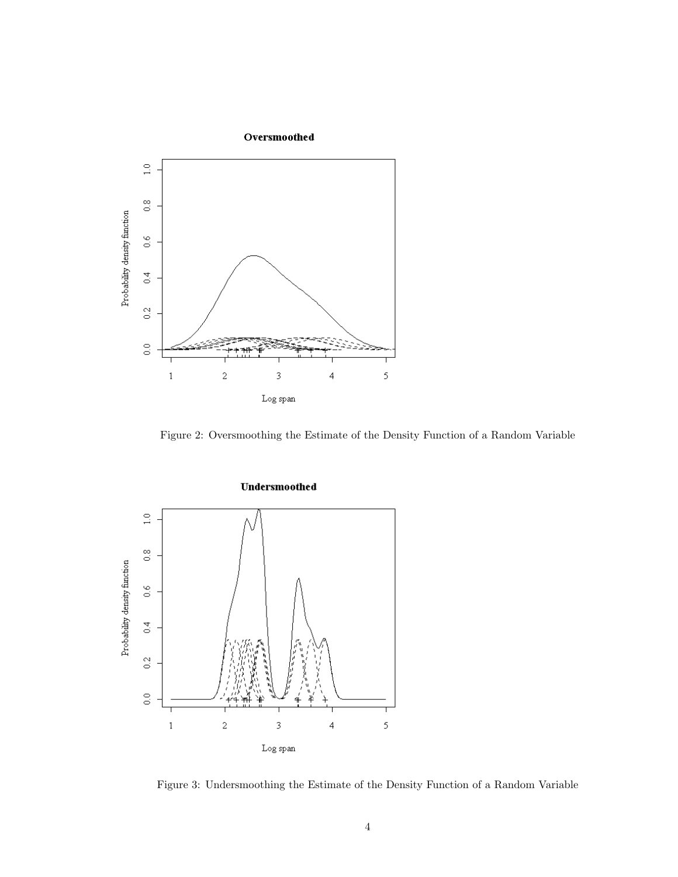Figure 2: Oversmoothing the Estimate of the Density Function of a Random Variable

Figure 3: Undersmoothing the Estimate of the Density Function of a Random Variable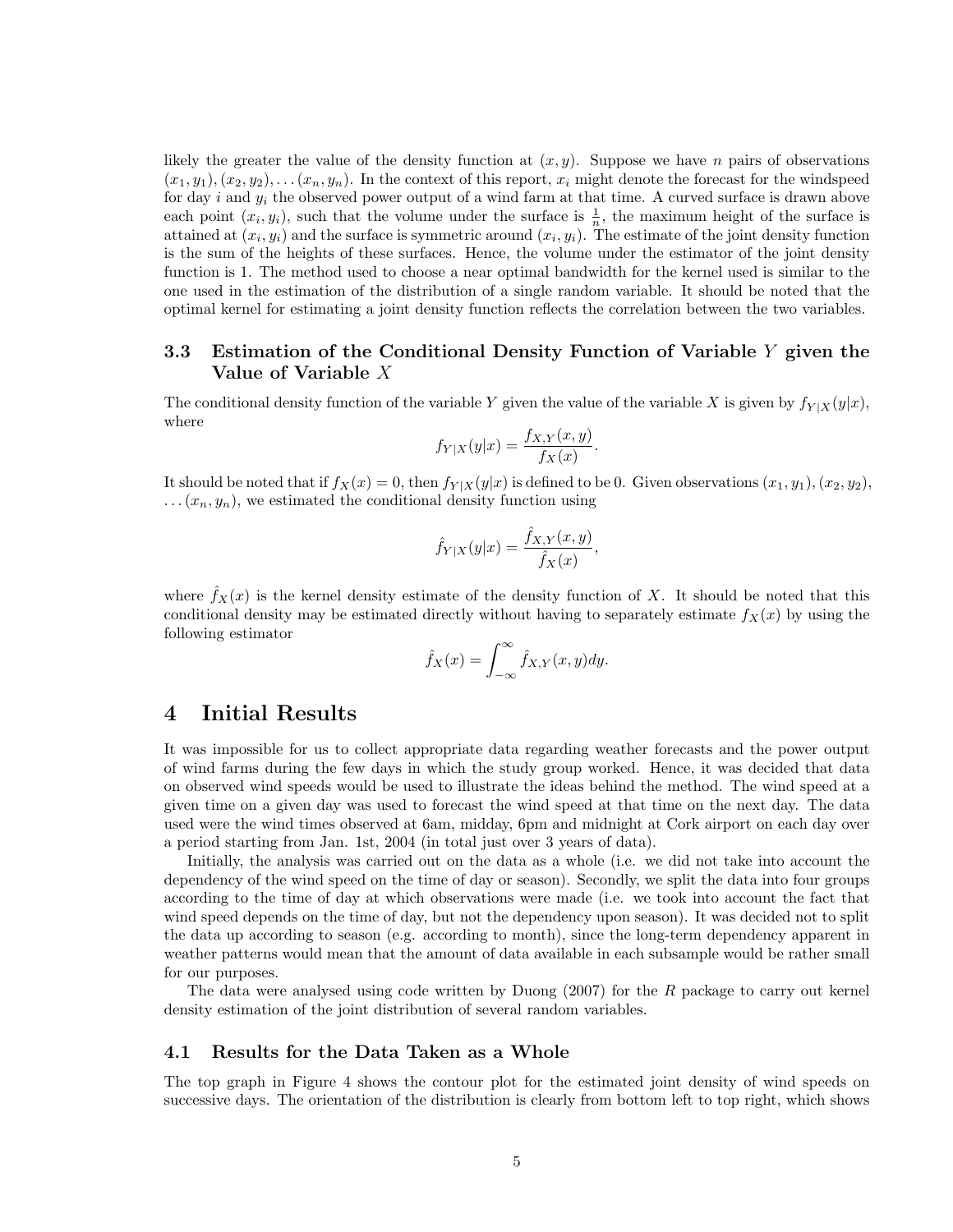likely the greater the value of the density function at $(x, y)$. Suppose we have $n$ pairs of observations $(x_1, y_1), (x_2, y_2), \ldots (x_n, y_n)$. In the context of this report, $x_i$ might denote the forecast for the windspeed for day $i$ and $y_i$ the observed power output of a wind farm at that time. A curved surface is drawn above each point $(x_i, y_i)$, such that the volume under the surface is $\frac{1}{n}$, the maximum height of the surface is attained at $(x_i, y_i)$ and the surface is symmetric around $(x_i, y_i)$. The estimate of the joint density function is the sum of the heights of these surfaces. Hence, the volume under the estimator of the joint density function is 1. The method used to choose a near optimal bandwidth for the kernel used is similar to the one used in the estimation of the distribution of a single random variable. It should be noted that the optimal kernel for estimating a joint density function reflects the correlation between the two variables.

### 3.3 Estimation of the Conditional Density Function of Variable $Y$ given the Value of Variable $X$

The conditional density function of the variable $Y$ given the value of the variable $X$ is given by $f_{Y|X}(y|x)$, where

$$f_{Y|X}(y|x) = \frac{f_{X,Y}(x, y)}{f_X(x)}.$$

It should be noted that if $f_X(x) = 0$, then $f_{Y|X}(y|x)$ is defined to be 0. Given observations $(x_1, y_1)$, $(x_2, y_2)$, $\ldots (x_n, y_n)$, we estimated the conditional density function using

$$\hat{f}_{Y|X}(y|x) = \frac{\hat{f}_{X,Y}(x, y)}{\hat{f}_X(x)},$$

where $\hat{f}_X(x)$ is the kernel density estimate of the density function of $X$. It should be noted that this conditional density may be estimated directly without having to separately estimate $f_X(x)$ by using the following estimator

$$\hat{f}_X(x) = \int_{-\infty}^{\infty} \hat{f}_{X,Y}(x, y)dy.$$

## 4 Initial Results

It was impossible for us to collect appropriate data regarding weather forecasts and the power output of wind farms during the few days in which the study group worked. Hence, it was decided that data on observed wind speeds would be used to illustrate the ideas behind the method. The wind speed at a given time on a given day was used to forecast the wind speed at that time on the next day. The data used were the wind times observed at 6am, midday, 6pm and midnight at Cork airport on each day over a period starting from Jan. 1st, 2004 (in total just over 3 years of data).

Initially, the analysis was carried out on the data as a whole (i.e. we did not take into account the dependency of the wind speed on the time of day or season). Secondly, we split the data into four groups according to the time of day at which observations were made (i.e. we took into account the fact that wind speed depends on the time of day, but not the dependency upon season). It was decided not to split the data up according to season (e.g. according to month), since the long-term dependency apparent in weather patterns would mean that the amount of data available in each subsample would be rather small for our purposes.

The data were analysed using code written by Duong (2007) for the *R* package to carry out kernel density estimation of the joint distribution of several random variables.

### 4.1 Results for the Data Taken as a Whole

The top graph in Figure 4 shows the contour plot for the estimated joint density of wind speeds on successive days. The orientation of the distribution is clearly from bottom left to top right, which shows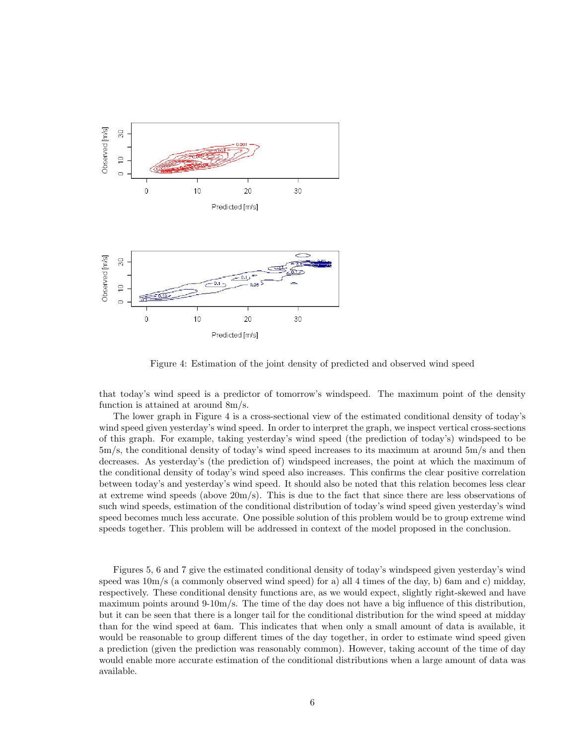Figure 4: Estimation of the joint density of predicted and observed wind speed

that today's wind speed is a predictor of tomorrow's windspeed. The maximum point of the density function is attained at around 8m/s.

The lower graph in Figure 4 is a cross-sectional view of the estimated conditional density of today's wind speed given yesterday's wind speed. In order to interpret the graph, we inspect vertical cross-sections of this graph. For example, taking yesterday's wind speed (the prediction of today's) windspeed to be 5m/s, the conditional density of today's wind speed increases to its maximum at around 5m/s and then decreases. As yesterday's (the prediction of) windspeed increases, the point at which the maximum of the conditional density of today's wind speed also increases. This confirms the clear positive correlation between today's and yesterday's wind speed. It should also be noted that this relation becomes less clear at extreme wind speeds (above 20m/s). This is due to the fact that since there are less observations of such wind speeds, estimation of the conditional distribution of today's wind speed given yesterday's wind speed becomes much less accurate. One possible solution of this problem would be to group extreme wind speeds together. This problem will be addressed in context of the model proposed in the conclusion.

Figures 5, 6 and 7 give the estimated conditional density of today's windspeed given yesterday's wind speed was 10m/s (a commonly observed wind speed) for a) all 4 times of the day, b) 6am and c) midday, respectively. These conditional density functions are, as we would expect, slightly right-skewed and have maximum points around 9-10m/s. The time of the day does not have a big influence of this distribution, but it can be seen that there is a longer tail for the conditional distribution for the wind speed at midday than for the wind speed at 6am. This indicates that when only a small amount of data is available, it would be reasonable to group different times of the day together, in order to estimate wind speed given a prediction (given the prediction was reasonably common). However, taking account of the time of day would enable more accurate estimation of the conditional distributions when a large amount of data was available.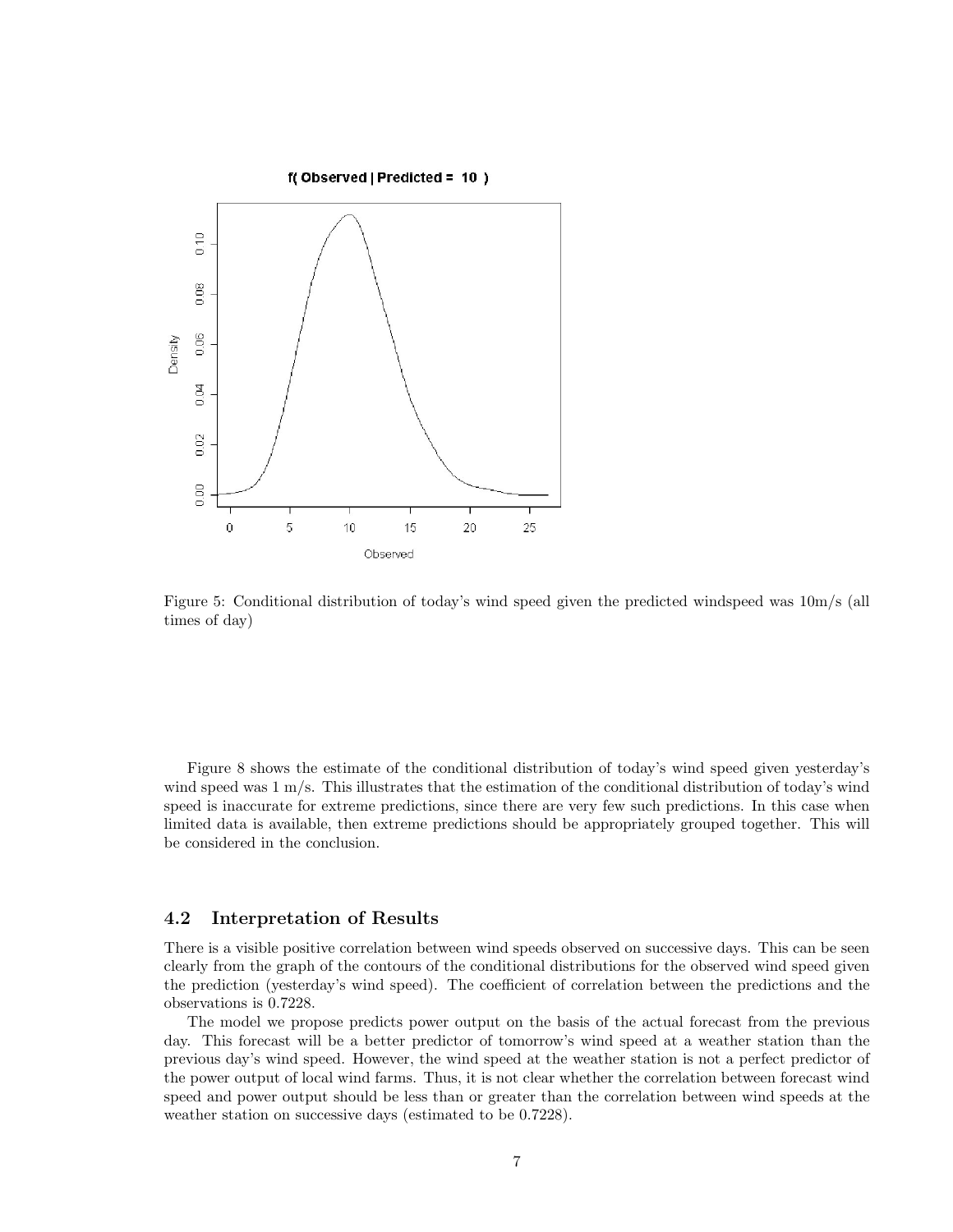Figure 5: Conditional distribution of today's wind speed given the predicted windspeed was 10m/s (all times of day)

Figure 8 shows the estimate of the conditional distribution of today's wind speed given yesterday's wind speed was 1 m/s. This illustrates that the estimation of the conditional distribution of today's wind speed is inaccurate for extreme predictions, since there are very few such predictions. In this case when limited data is available, then extreme predictions should be appropriately grouped together. This will be considered in the conclusion.

## 4.2 Interpretation of Results

There is a visible positive correlation between wind speeds observed on successive days. This can be seen clearly from the graph of the contours of the conditional distributions for the observed wind speed given the prediction (yesterday's wind speed). The coefficient of correlation between the predictions and the observations is 0.7228.

The model we propose predicts power output on the basis of the actual forecast from the previous day. This forecast will be a better predictor of tomorrow's wind speed at a weather station than the previous day's wind speed. However, the wind speed at the weather station is not a perfect predictor of the power output of local wind farms. Thus, it is not clear whether the correlation between forecast wind speed and power output should be less than or greater than the correlation between wind speeds at the weather station on successive days (estimated to be 0.7228).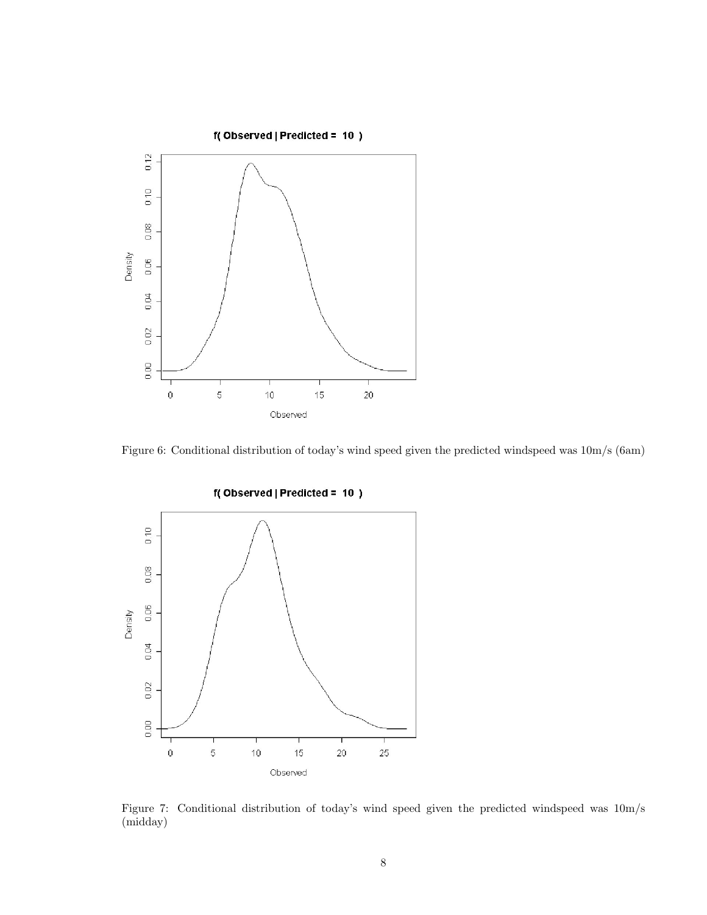Figure 6: Conditional distribution of today's wind speed given the predicted windspeed was 10m/s (6am)

Figure 7: Conditional distribution of today's wind speed given the predicted windspeed was 10m/s (midday)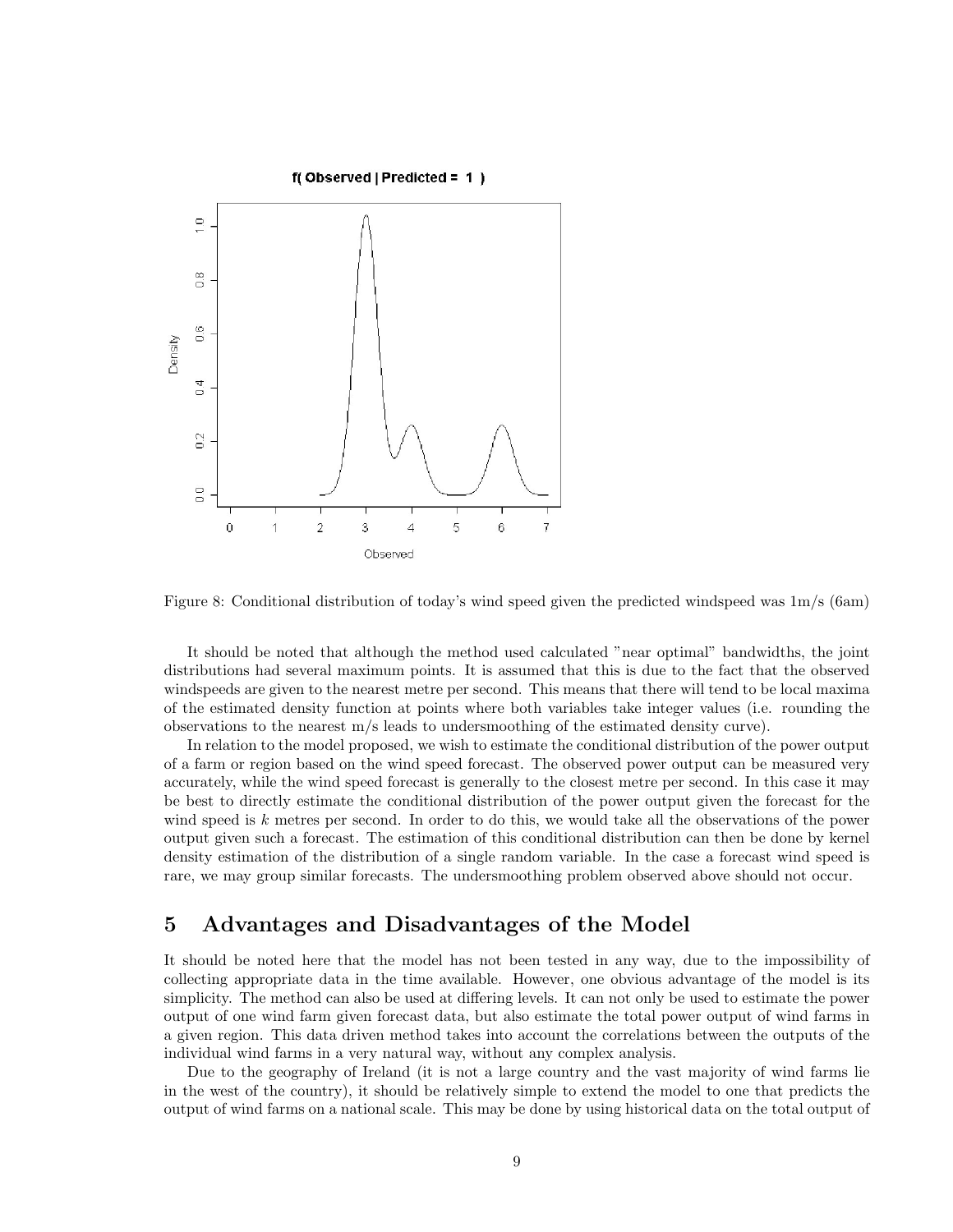Figure 8: Conditional distribution of today's wind speed given the predicted windspeed was 1m/s (6am)

It should be noted that although the method used calculated "near optimal" bandwidths, the joint distributions had several maximum points. It is assumed that this is due to the fact that the observed windspeeds are given to the nearest metre per second. This means that there will tend to be local maxima of the estimated density function at points where both variables take integer values (i.e. rounding the observations to the nearest m/s leads to undersmoothing of the estimated density curve).

In relation to the model proposed, we wish to estimate the conditional distribution of the power output of a farm or region based on the wind speed forecast. The observed power output can be measured very accurately, while the wind speed forecast is generally to the closest metre per second. In this case it may be best to directly estimate the conditional distribution of the power output given the forecast for the wind speed is $k$ metres per second. In order to do this, we would take all the observations of the power output given such a forecast. The estimation of this conditional distribution can then be done by kernel density estimation of the distribution of a single random variable. In the case a forecast wind speed is rare, we may group similar forecasts. The undersmoothing problem observed above should not occur.

## 5 Advantages and Disadvantages of the Model

It should be noted here that the model has not been tested in any way, due to the impossibility of collecting appropriate data in the time available. However, one obvious advantage of the model is its simplicity. The method can also be used at differing levels. It can not only be used to estimate the power output of one wind farm given forecast data, but also estimate the total power output of wind farms in a given region. This data driven method takes into account the correlations between the outputs of the individual wind farms in a very natural way, without any complex analysis.

Due to the geography of Ireland (it is not a large country and the vast majority of wind farms lie in the west of the country), it should be relatively simple to extend the model to one that predicts the output of wind farms on a national scale. This may be done by using historical data on the total output of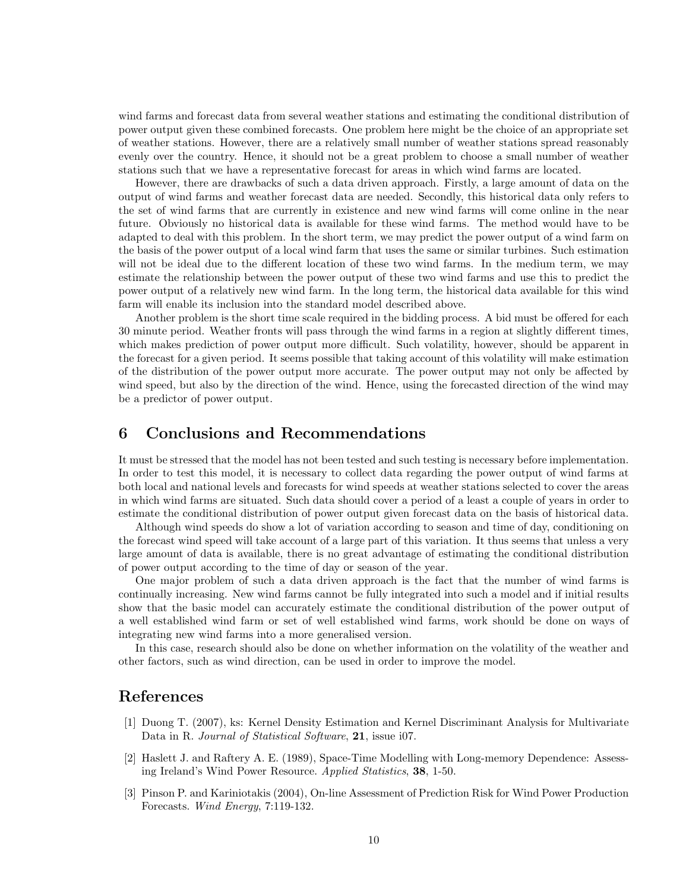wind farms and forecast data from several weather stations and estimating the conditional distribution of power output given these combined forecasts. One problem here might be the choice of an appropriate set of weather stations. However, there are a relatively small number of weather stations spread reasonably evenly over the country. Hence, it should not be a great problem to choose a small number of weather stations such that we have a representative forecast for areas in which wind farms are located.

However, there are drawbacks of such a data driven approach. Firstly, a large amount of data on the output of wind farms and weather forecast data are needed. Secondly, this historical data only refers to the set of wind farms that are currently in existence and new wind farms will come online in the near future. Obviously no historical data is available for these wind farms. The method would have to be adapted to deal with this problem. In the short term, we may predict the power output of a wind farm on the basis of the power output of a local wind farm that uses the same or similar turbines. Such estimation will not be ideal due to the different location of these two wind farms. In the medium term, we may estimate the relationship between the power output of these two wind farms and use this to predict the power output of a relatively new wind farm. In the long term, the historical data available for this wind farm will enable its inclusion into the standard model described above.

Another problem is the short time scale required in the bidding process. A bid must be offered for each 30 minute period. Weather fronts will pass through the wind farms in a region at slightly different times, which makes prediction of power output more difficult. Such volatility, however, should be apparent in the forecast for a given period. It seems possible that taking account of this volatility will make estimation of the distribution of the power output more accurate. The power output may not only be affected by wind speed, but also by the direction of the wind. Hence, using the forecasted direction of the wind may be a predictor of power output.

## 6 Conclusions and Recommendations

It must be stressed that the model has not been tested and such testing is necessary before implementation. In order to test this model, it is necessary to collect data regarding the power output of wind farms at both local and national levels and forecasts for wind speeds at weather stations selected to cover the areas in which wind farms are situated. Such data should cover a period of a least a couple of years in order to estimate the conditional distribution of power output given forecast data on the basis of historical data.

Although wind speeds do show a lot of variation according to season and time of day, conditioning on the forecast wind speed will take account of a large part of this variation. It thus seems that unless a very large amount of data is available, there is no great advantage of estimating the conditional distribution of power output according to the time of day or season of the year.

One major problem of such a data driven approach is the fact that the number of wind farms is continually increasing. New wind farms cannot be fully integrated into such a model and if initial results show that the basic model can accurately estimate the conditional distribution of the power output of a well established wind farm or set of well established wind farms, work should be done on ways of integrating new wind farms into a more generalised version.

In this case, research should also be done on whether information on the volatility of the weather and other factors, such as wind direction, can be used in order to improve the model.

## References

[1] Duong T. (2007), ks: Kernel Density Estimation and Kernel Discriminant Analysis for Multivariate Data in R. *Journal of Statistical Software*, **21**, issue i07.

[2] Haslett J. and Raftery A. E. (1989), Space-Time Modelling with Long-memory Dependence: Assessing Ireland's Wind Power Resource. *Applied Statistics*, **38**, 1-50.

[3] Pinson P. and Kariniotakis (2004), On-line Assessment of Prediction Risk for Wind Power Production Forecasts. *Wind Energy*, 7:119-132.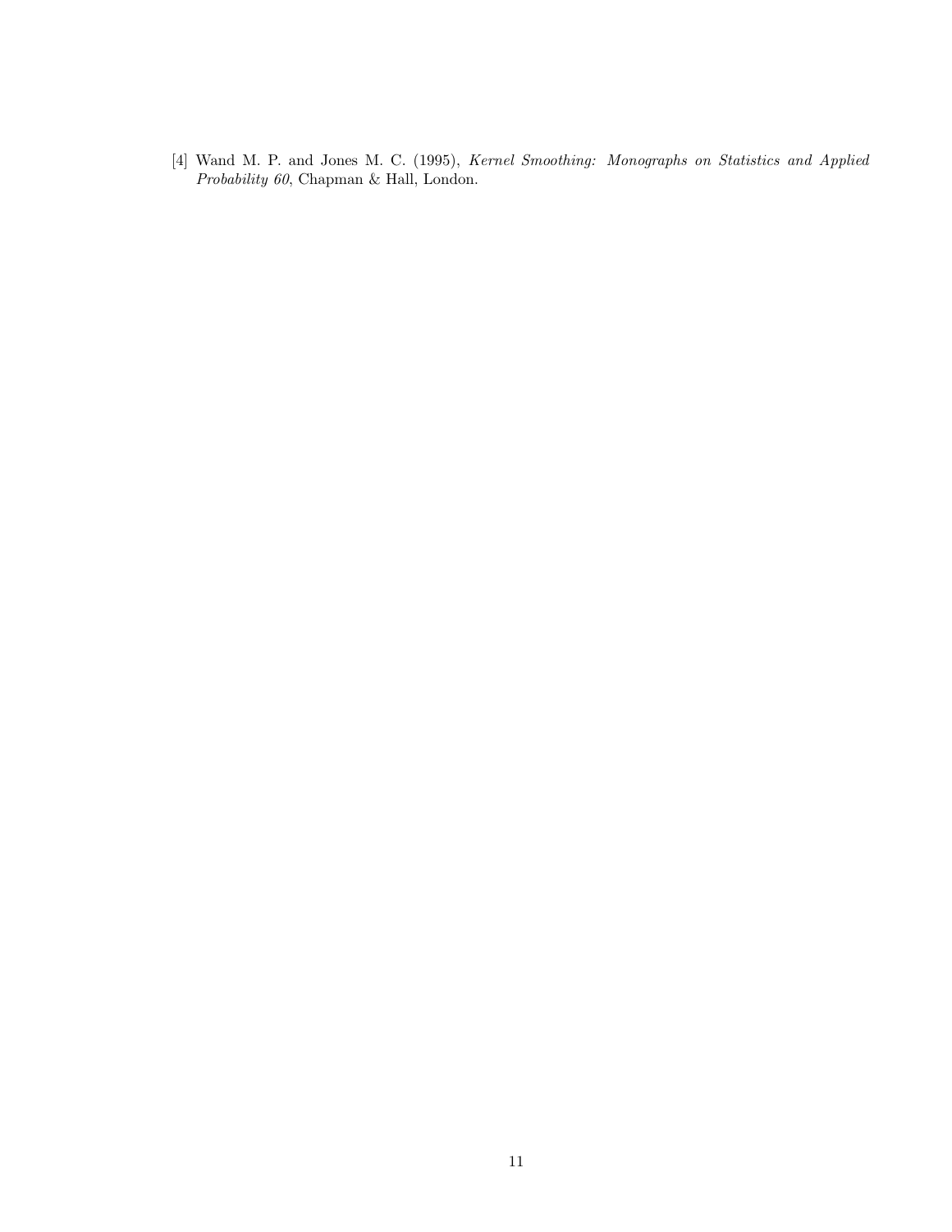[4] Wand M. P. and Jones M. C. (1995), *Kernel Smoothing: Monographs on Statistics and Applied Probability 60*, Chapman & Hall, London.